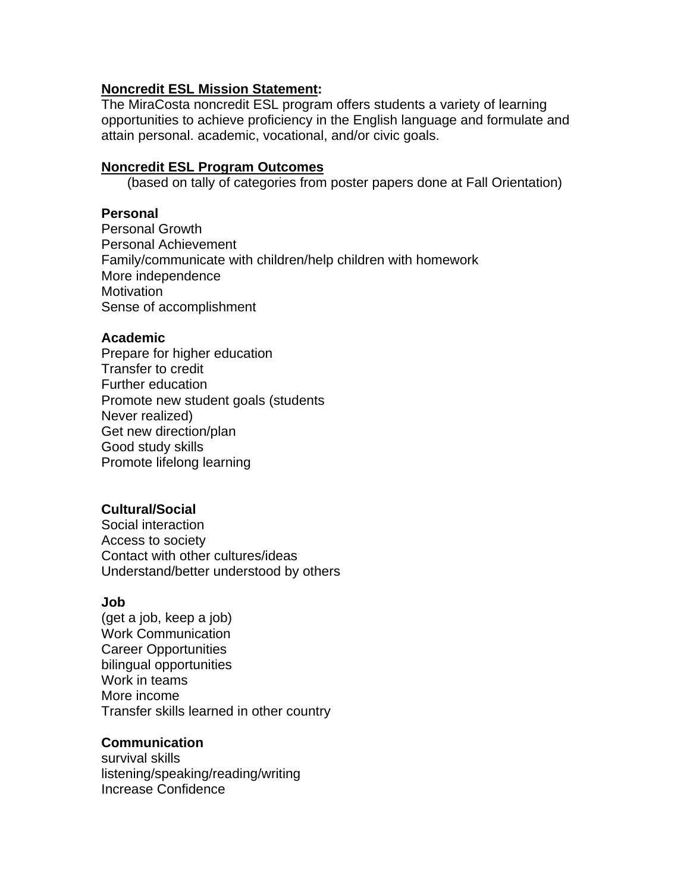**<u>Noncredit ESL Mission Statement</u>:**
The MiraCosta noncredit ESL program offers students a variety of learning opportunities to achieve proficiency in the English language and formulate and attain personal. academic, vocational, and/or civic goals.

**<u>Noncredit ESL Program Outcomes</u>**
(based on tally of categories from poster papers done at Fall Orientation)

**Personal**
Personal Growth
Personal Achievement
Family/communicate with children/help children with homework
More independence
Motivation
Sense of accomplishment

**Academic**
Prepare for higher education
Transfer to credit
Further education
Promote new student goals (students
Never realized)
Get new direction/plan
Good study skills
Promote lifelong learning

**Cultural/Social**
Social interaction
Access to society
Contact with other cultures/ideas
Understand/better understood by others

**Job**
(get a job, keep a job)
Work Communication
Career Opportunities
bilingual opportunities
Work in teams
More income
Transfer skills learned in other country

**Communication**
survival skills
listening/speaking/reading/writing
Increase Confidence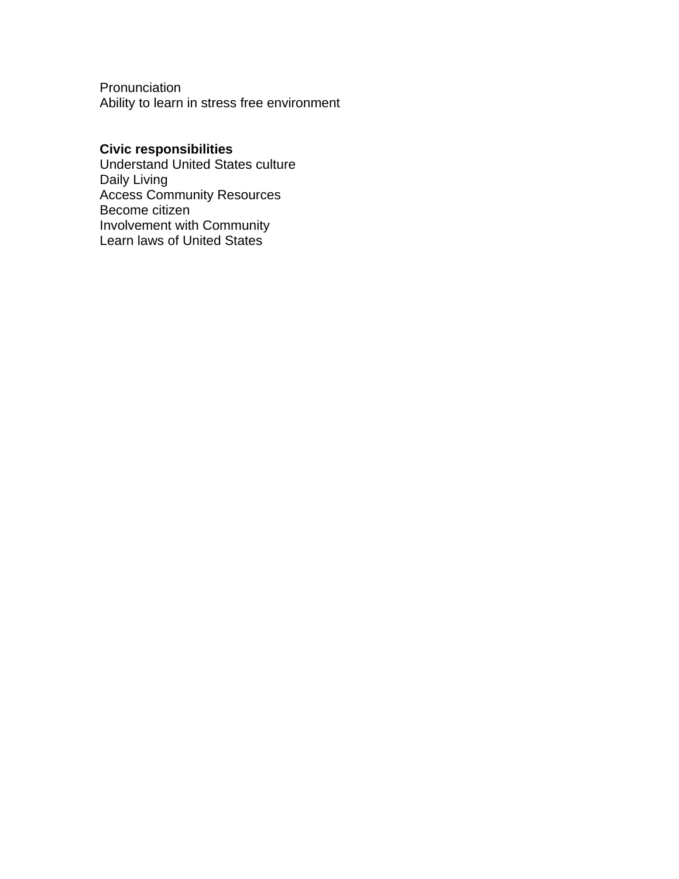Pronunciation
Ability to learn in stress free environment

**Civic responsibilities**
Understand United States culture
Daily Living
Access Community Resources
Become citizen
Involvement with Community
Learn laws of United States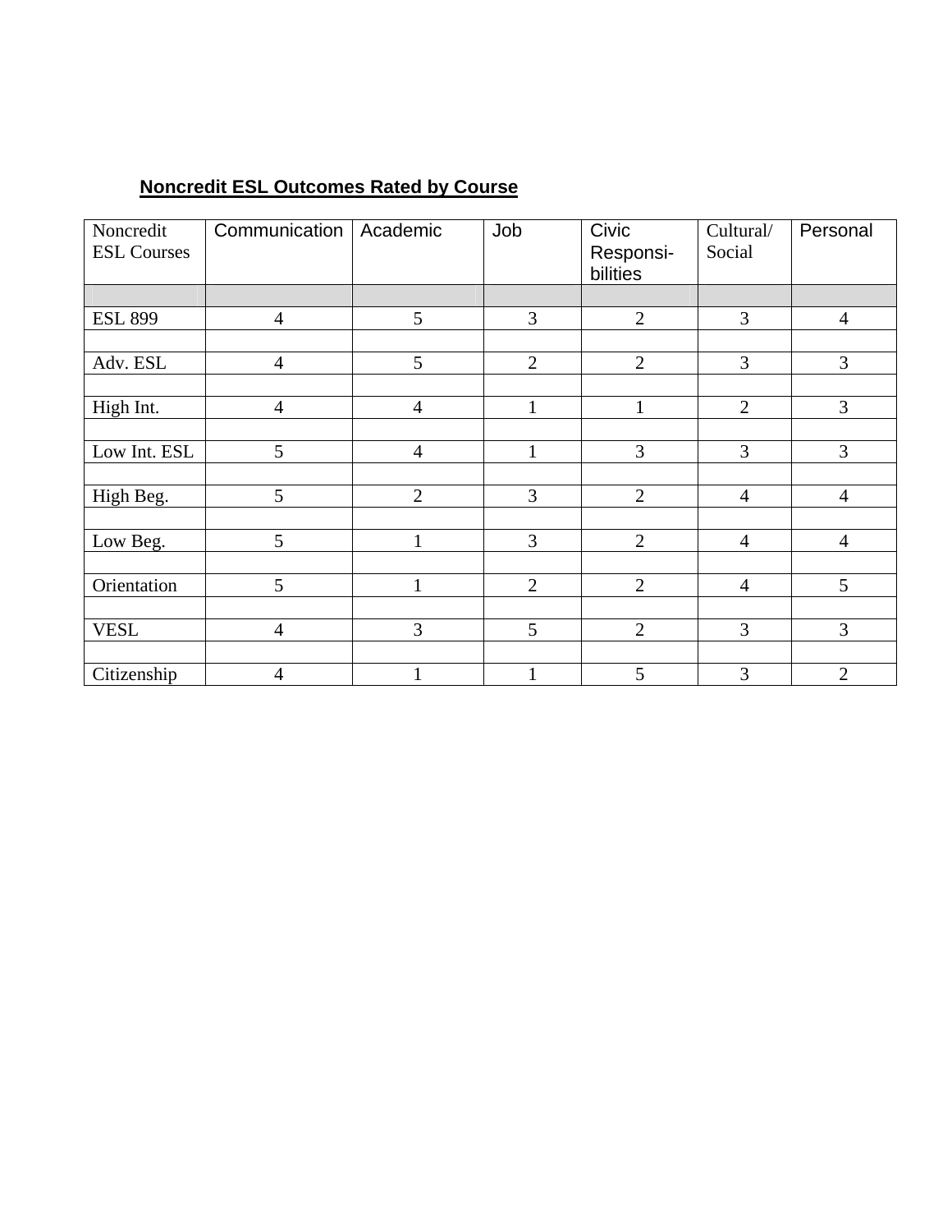**Noncredit ESL Outcomes Rated by Course**

| Noncredit ESL Courses | Communication | Academic | Job | Civic Responsi-bilities | Cultural/ Social | Personal |
|---|---|---|---|---|---|---|
| ESL 899 | 4 | 5 | 3 | 2 | 3 | 4 |
| Adv. ESL | 4 | 5 | 2 | 2 | 3 | 3 |
| High Int. | 4 | 4 | 1 | 1 | 2 | 3 |
| Low Int. ESL | 5 | 4 | 1 | 3 | 3 | 3 |
| High Beg. | 5 | 2 | 3 | 2 | 4 | 4 |
| Low Beg. | 5 | 1 | 3 | 2 | 4 | 4 |
| Orientation | 5 | 1 | 2 | 2 | 4 | 5 |
| VESL | 4 | 3 | 5 | 2 | 3 | 3 |
| Citizenship | 4 | 1 | 1 | 5 | 3 | 2 |